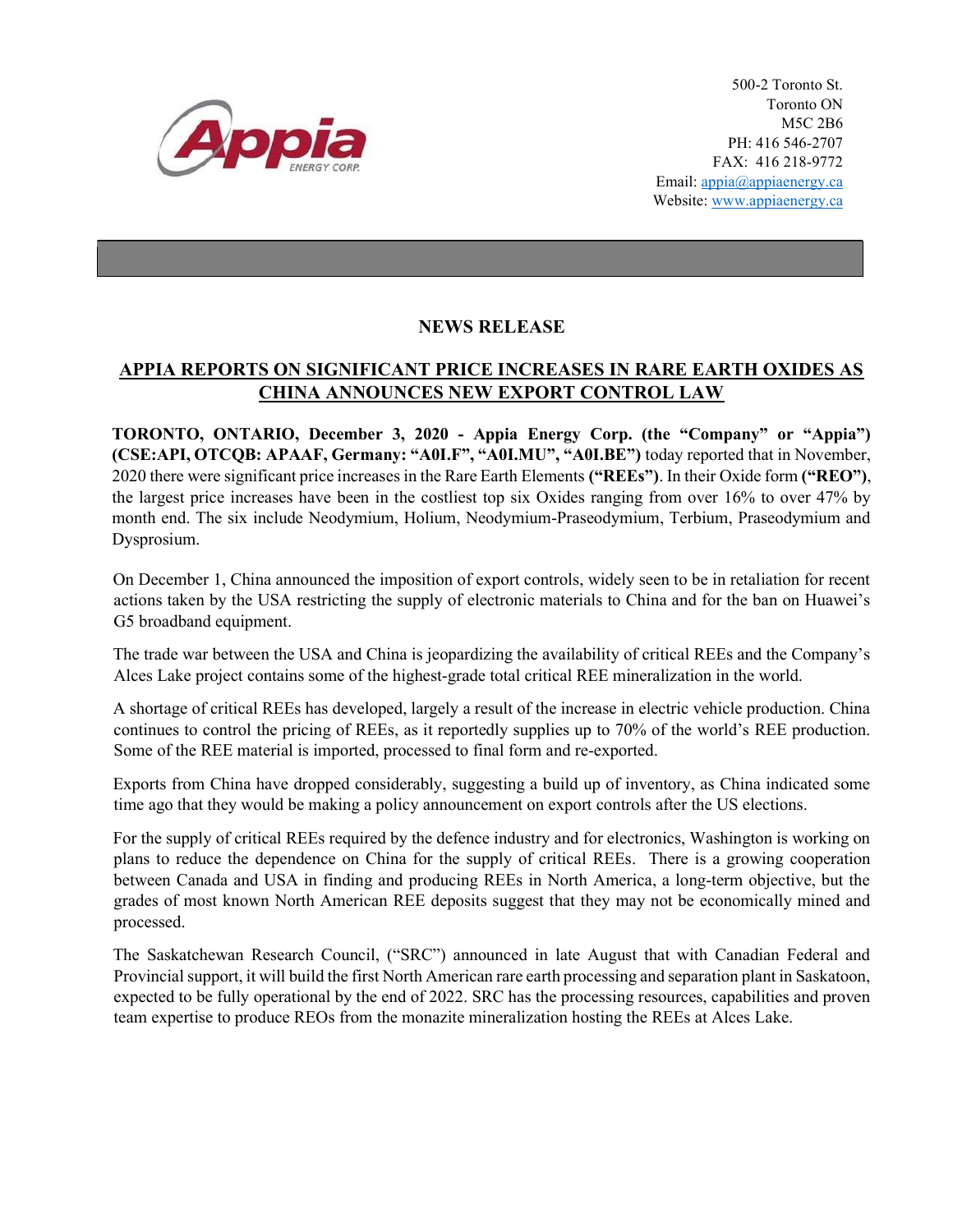500-2 Toronto St.
Toronto ON
M5C 2B6
PH: 416 546-2707
FAX: 416 218-9772
Email: appia@appiaenergy.ca
Website: www.appiaenergy.ca

## NEWS RELEASE

## APPIA REPORTS ON SIGNIFICANT PRICE INCREASES IN RARE EARTH OXIDES AS CHINA ANNOUNCES NEW EXPORT CONTROL LAW

**TORONTO, ONTARIO, December 3, 2020 - Appia Energy Corp. (the "Company" or "Appia") (CSE:API, OTCQB: APAAF, Germany: "A0I.F", "A0I.MU", "A0I.BE")** today reported that in November, 2020 there were significant price increases in the Rare Earth Elements **("REEs")**. In their Oxide form **("REO")**, the largest price increases have been in the costliest top six Oxides ranging from over 16% to over 47% by month end. The six include Neodymium, Holium, Neodymium-Praseodymium, Terbium, Praseodymium and Dysprosium.

On December 1, China announced the imposition of export controls, widely seen to be in retaliation for recent actions taken by the USA restricting the supply of electronic materials to China and for the ban on Huawei's G5 broadband equipment.

The trade war between the USA and China is jeopardizing the availability of critical REEs and the Company's Alces Lake project contains some of the highest-grade total critical REE mineralization in the world.

A shortage of critical REEs has developed, largely a result of the increase in electric vehicle production. China continues to control the pricing of REEs, as it reportedly supplies up to 70% of the world's REE production. Some of the REE material is imported, processed to final form and re-exported.

Exports from China have dropped considerably, suggesting a build up of inventory, as China indicated some time ago that they would be making a policy announcement on export controls after the US elections.

For the supply of critical REEs required by the defence industry and for electronics, Washington is working on plans to reduce the dependence on China for the supply of critical REEs. There is a growing cooperation between Canada and USA in finding and producing REEs in North America, a long-term objective, but the grades of most known North American REE deposits suggest that they may not be economically mined and processed.

The Saskatchewan Research Council, ("SRC") announced in late August that with Canadian Federal and Provincial support, it will build the first North American rare earth processing and separation plant in Saskatoon, expected to be fully operational by the end of 2022. SRC has the processing resources, capabilities and proven team expertise to produce REOs from the monazite mineralization hosting the REEs at Alces Lake.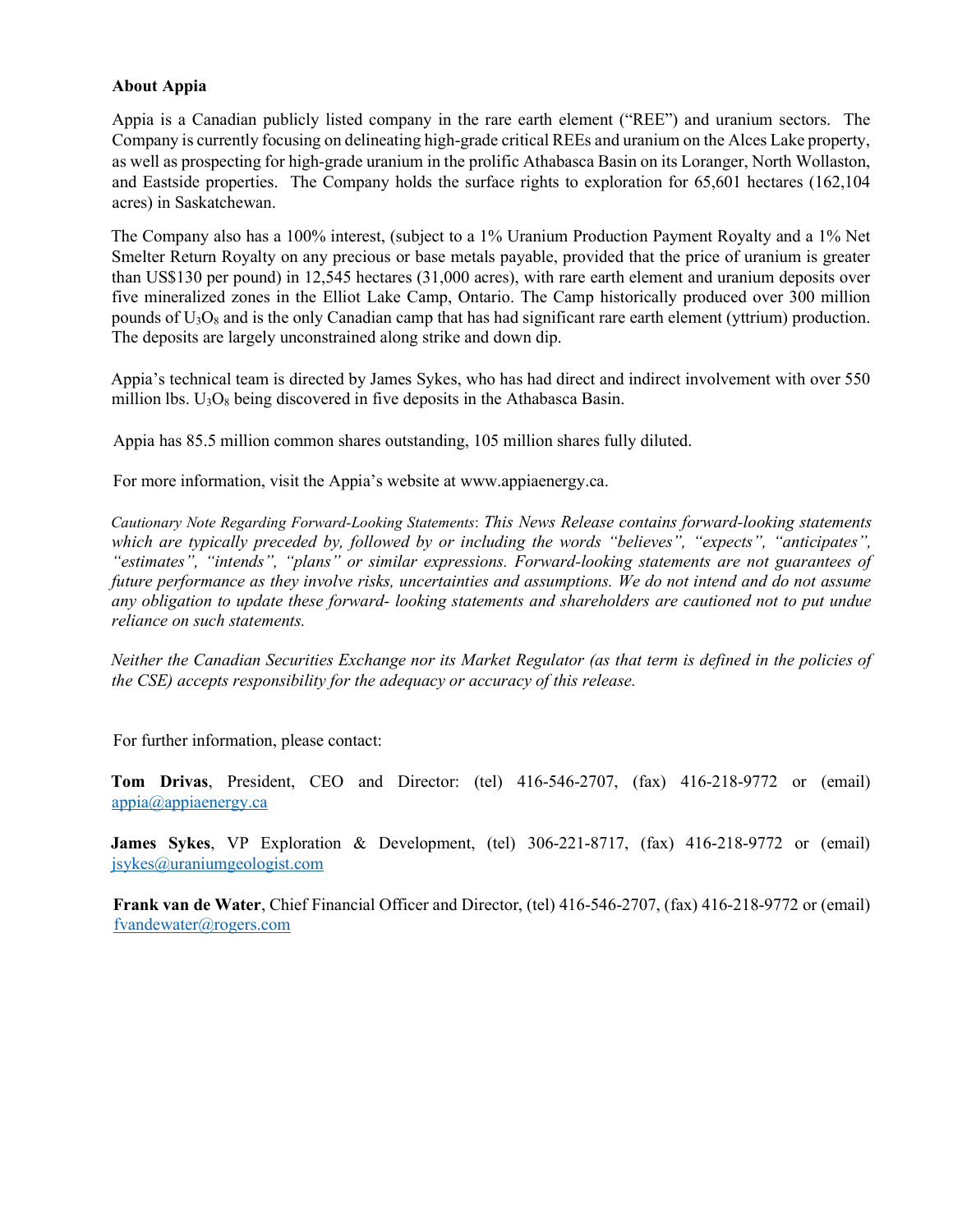**About Appia**

Appia is a Canadian publicly listed company in the rare earth element ("REE") and uranium sectors. The Company is currently focusing on delineating high-grade critical REEs and uranium on the Alces Lake property, as well as prospecting for high-grade uranium in the prolific Athabasca Basin on its Loranger, North Wollaston, and Eastside properties. The Company holds the surface rights to exploration for 65,601 hectares (162,104 acres) in Saskatchewan.

The Company also has a 100% interest, (subject to a 1% Uranium Production Payment Royalty and a 1% Net Smelter Return Royalty on any precious or base metals payable, provided that the price of uranium is greater than US$130 per pound) in 12,545 hectares (31,000 acres), with rare earth element and uranium deposits over five mineralized zones in the Elliot Lake Camp, Ontario. The Camp historically produced over 300 million pounds of $U_3O_8$ and is the only Canadian camp that has had significant rare earth element (yttrium) production. The deposits are largely unconstrained along strike and down dip.

Appia's technical team is directed by James Sykes, who has had direct and indirect involvement with over 550 million lbs. $U_3O_8$ being discovered in five deposits in the Athabasca Basin.

Appia has 85.5 million common shares outstanding, 105 million shares fully diluted.

For more information, visit the Appia's website at www.appiaenergy.ca.

*Cautionary Note Regarding Forward-Looking Statements*: *This News Release contains forward-looking statements which are typically preceded by, followed by or including the words "believes", "expects", "anticipates", "estimates", "intends", "plans" or similar expressions. Forward-looking statements are not guarantees of future performance as they involve risks, uncertainties and assumptions. We do not intend and do not assume any obligation to update these forward- looking statements and shareholders are cautioned not to put undue reliance on such statements.*

*Neither the Canadian Securities Exchange nor its Market Regulator (as that term is defined in the policies of the CSE) accepts responsibility for the adequacy or accuracy of this release.*

For further information, please contact:

**Tom Drivas**, President, CEO and Director: (tel) 416-546-2707, (fax) 416-218-9772 or (email) appia@appiaenergy.ca

**James Sykes**, VP Exploration & Development, (tel) 306-221-8717, (fax) 416-218-9772 or (email) jsykes@uraniumgeologist.com

**Frank van de Water**, Chief Financial Officer and Director, (tel) 416-546-2707, (fax) 416-218-9772 or (email) fvandewater@rogers.com